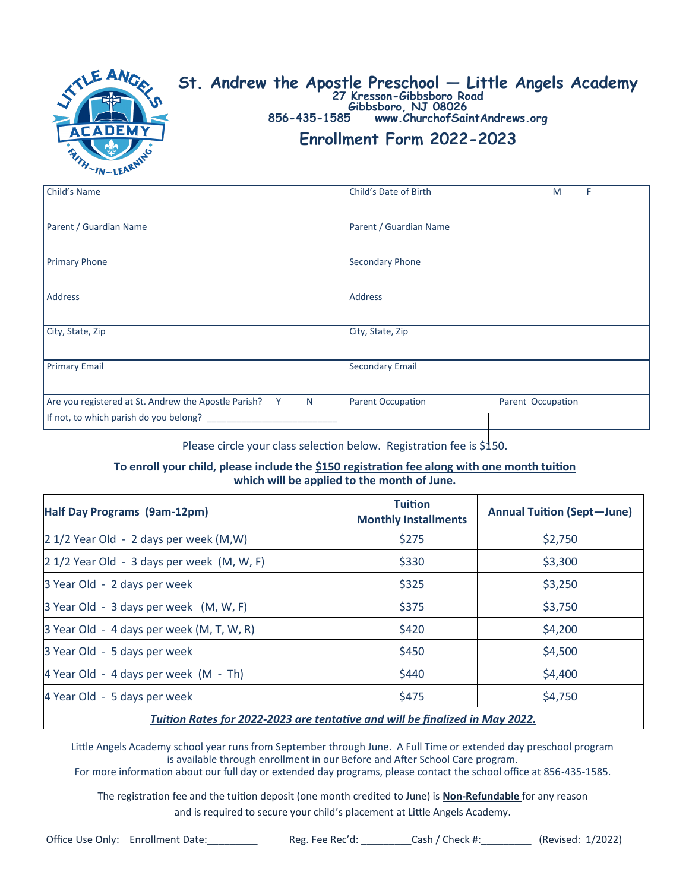# St. Andrew the Apostle Preschool — Little Angels Academy

27 Kresson-Gibbsboro Road
Gibbsboro, NJ 08026
856-435-1585 www.ChurchofSaintAndrews.org

## Enrollment Form 2022-2023

| | |
|---|---|
| Child's Name | Child's Date of Birth M F |
| Parent / Guardian Name | Parent / Guardian Name |
| Primary Phone | Secondary Phone |
| Address | Address |
| City, State, Zip | City, State, Zip |
| Primary Email | Secondary Email |
| Are you registered at St. Andrew the Apostle Parish? Y N<br>If not, to which parish do you belong? ________________________ | Parent Occupation Parent Occupation |

Please circle your class selection below. Registration fee is $150.

**To enroll your child, please include the <u>$150 registration fee along with one month tuition</u> which will be applied to the month of June.**

| **Half Day Programs (9am-12pm)** | **Tuition Monthly Installments** | **Annual Tuition (Sept—June)** |
|---|---|---|
| 2 1/2 Year Old - 2 days per week (M,W) | $275 | $2,750 |
| 2 1/2 Year Old - 3 days per week (M, W, F) | $330 | $3,300 |
| 3 Year Old - 2 days per week | $325 | $3,250 |
| 3 Year Old - 3 days per week (M, W, F) | $375 | $3,750 |
| 3 Year Old - 4 days per week (M, T, W, R) | $420 | $4,200 |
| 3 Year Old - 5 days per week | $450 | $4,500 |
| 4 Year Old - 4 days per week (M - Th) | $440 | $4,400 |
| 4 Year Old - 5 days per week | $475 | $4,750 |
| ***<u>Tuition Rates for 2022-2023 are tentative and will be finalized in May 2022.</u>*** | | |

Little Angels Academy school year runs from September through June. A Full Time or extended day preschool program is available through enrollment in our Before and After School Care program.
For more information about our full day or extended day programs, please contact the school office at 856-435-1585.

The registration fee and the tuition deposit (one month credited to June) is **<u>Non-Refundable</u>** for any reason and is required to secure your child's placement at Little Angels Academy.

Office Use Only: Enrollment Date:_________ Reg. Fee Rec'd: _________Cash / Check #:_________ (Revised: 1/2022)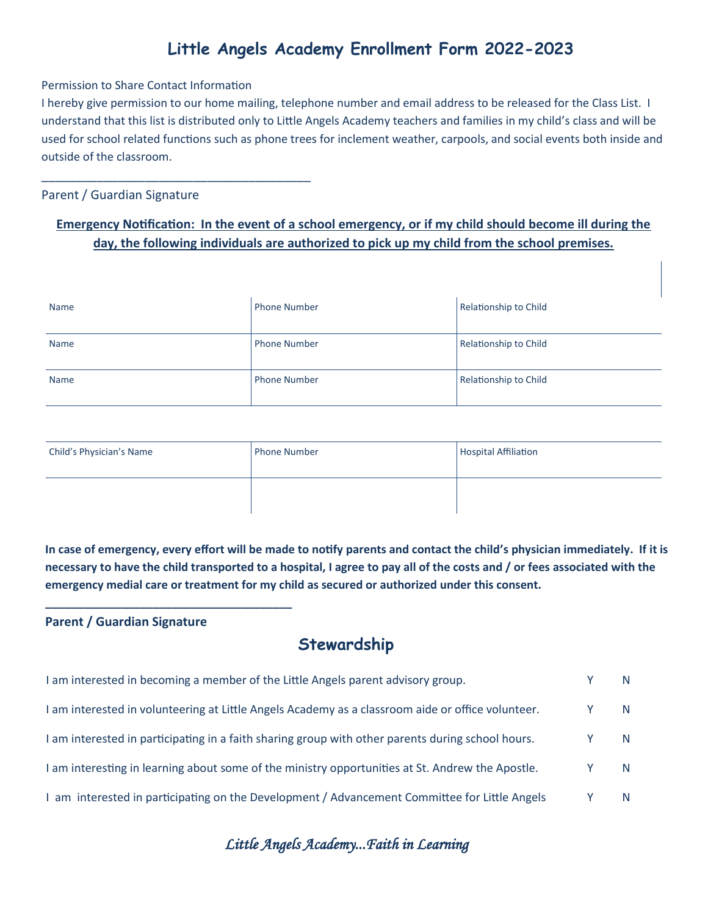# Little Angels Academy Enrollment Form 2022-2023

Permission to Share Contact Information

I hereby give permission to our home mailing, telephone number and email address to be released for the Class List. I understand that this list is distributed only to Little Angels Academy teachers and families in my child's class and will be used for school related functions such as phone trees for inclement weather, carpools, and social events both inside and outside of the classroom.

\_\_\_\_\_\_\_\_\_\_\_\_\_\_\_\_\_\_\_\_\_\_\_\_\_\_\_\_\_\_\_\_\_\_\_\_\_\_\_\_

Parent / Guardian Signature

**Emergency Notification: In the event of a school emergency, or if my child should become ill during the day, the following individuals are authorized to pick up my child from the school premises.**

| | | |
|---|---|---|
| Name | Phone Number | Relationship to Child |
| Name | Phone Number | Relationship to Child |
| Name | Phone Number | Relationship to Child |

| Child's Physician's Name | Phone Number | Hospital Affiliation |
|---|---|---|
| | | |

**In case of emergency, every effort will be made to notify parents and contact the child's physician immediately. If it is necessary to have the child transported to a hospital, I agree to pay all of the costs and / or fees associated with the emergency medial care or treatment for my child as secured or authorized under this consent.**

\_\_\_\_\_\_\_\_\_\_\_\_\_\_\_\_\_\_\_\_\_\_\_\_\_\_\_\_\_\_\_\_\_\_\_\_\_\_\_\_

**Parent / Guardian Signature**

## Stewardship

| | | |
|---|---|---|
| I am interested in becoming a member of the Little Angels parent advisory group. | Y | N |
| I am interested in volunteering at Little Angels Academy as a classroom aide or office volunteer. | Y | N |
| I am interested in participating in a faith sharing group with other parents during school hours. | Y | N |
| I am interesting in learning about some of the ministry opportunities at St. Andrew the Apostle. | Y | N |
| I am interested in participating on the Development / Advancement Committee for Little Angels | Y | N |

*Little Angels Academy...Faith in Learning*